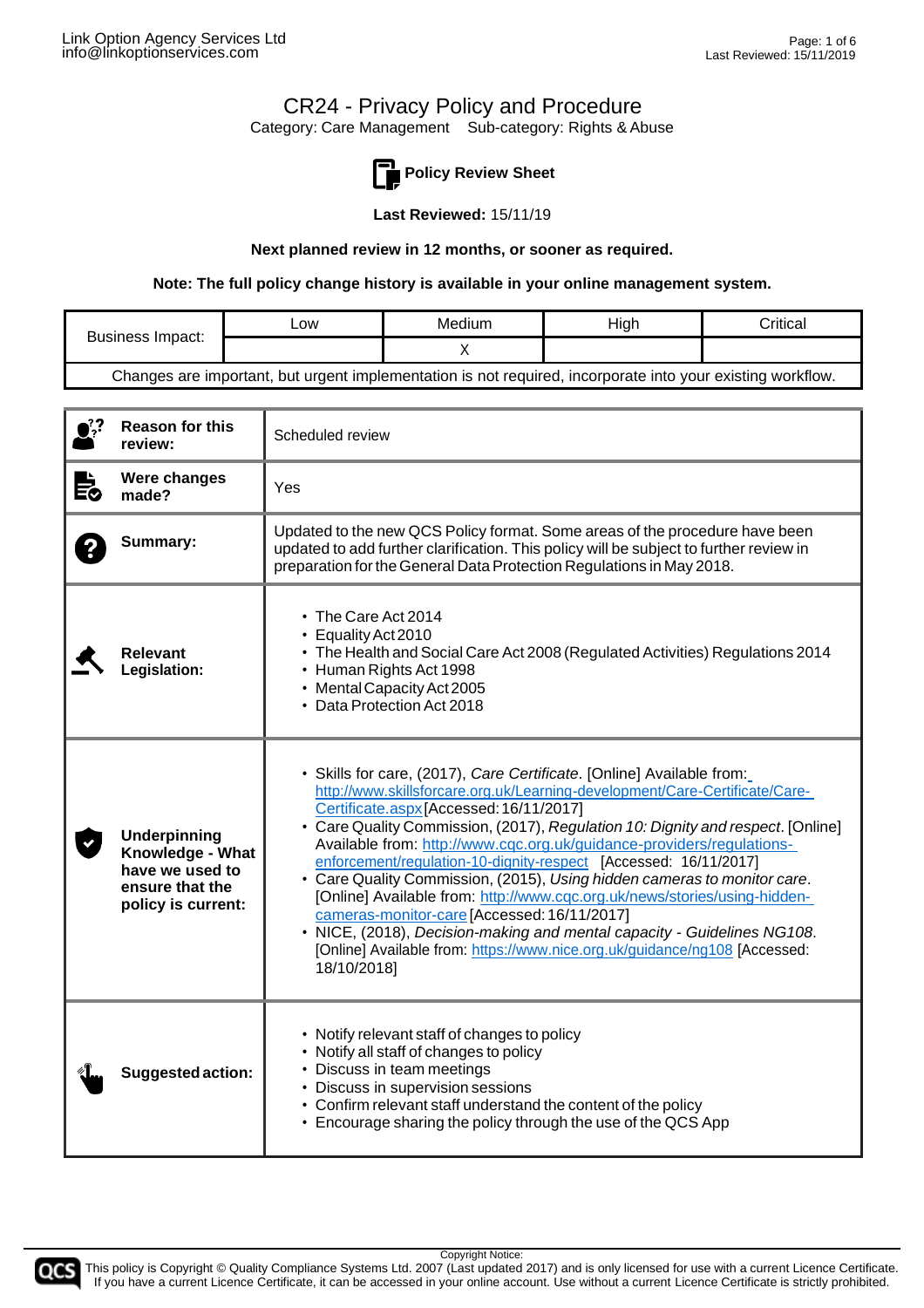# CR24 - Privacy Policy and Procedure

Category: Care Management   Sub-category: Rights & Abuse

## Policy Review Sheet

**Last Reviewed:** 15/11/19

**Next planned review in 12 months, or sooner as required.**

**Note: The full policy change history is available in your online management system.**

| Business Impact: | Low | Medium | High | Critical |
|---|---|---|---|---|
| | | X | | |
| Changes are important, but urgent implementation is not required, incorporate into your existing workflow. | | | | |

| | |
|---|---|
| **Reason for this review:** | Scheduled review |
| **Were changes made?** | Yes |
| **Summary:** | Updated to the new QCS Policy format. Some areas of the procedure have been updated to add further clarification. This policy will be subject to further review in preparation for the General Data Protection Regulations in May 2018. |
| **Relevant Legislation:** | • The Care Act 2014<br>• Equality Act 2010<br>• The Health and Social Care Act 2008 (Regulated Activities) Regulations 2014<br>• Human Rights Act 1998<br>• Mental Capacity Act 2005<br>• Data Protection Act 2018 |
| **Underpinning Knowledge - What have we used to ensure that the policy is current:** | • Skills for care, (2017), *Care Certificate*. [Online] Available from: http://www.skillsforcare.org.uk/Learning-development/Care-Certificate/Care-Certificate.aspx [Accessed: 16/11/2017]<br>• Care Quality Commission, (2017), *Regulation 10: Dignity and respect*. [Online] Available from: http://www.cqc.org.uk/guidance-providers/regulations-enforcement/regulation-10-dignity-respect [Accessed: 16/11/2017]<br>• Care Quality Commission, (2015), *Using hidden cameras to monitor care*. [Online] Available from: http://www.cqc.org.uk/news/stories/using-hidden-cameras-monitor-care [Accessed: 16/11/2017]<br>• NICE, (2018), *Decision-making and mental capacity - Guidelines NG108*. [Online] Available from: https://www.nice.org.uk/guidance/ng108 [Accessed: 18/10/2018] |
| **Suggested action:** | • Notify relevant staff of changes to policy<br>• Notify all staff of changes to policy<br>• Discuss in team meetings<br>• Discuss in supervision sessions<br>• Confirm relevant staff understand the content of the policy<br>• Encourage sharing the policy through the use of the QCS App |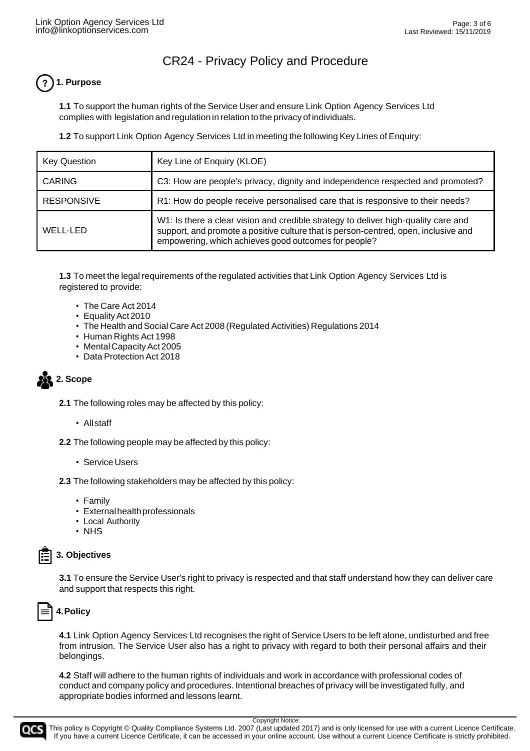# CR24 - Privacy Policy and Procedure

## 1. Purpose

**1.1** To support the human rights of the Service User and ensure Link Option Agency Services Ltd complies with legislation and regulation in relation to the privacy of individuals.

**1.2** To support Link Option Agency Services Ltd in meeting the following Key Lines of Enquiry:

| Key Question | Key Line of Enquiry (KLOE) |
|---|---|
| CARING | C3: How are people's privacy, dignity and independence respected and promoted? |
| RESPONSIVE | R1: How do people receive personalised care that is responsive to their needs? |
| WELL-LED | W1: Is there a clear vision and credible strategy to deliver high-quality care and support, and promote a positive culture that is person-centred, open, inclusive and empowering, which achieves good outcomes for people? |

**1.3** To meet the legal requirements of the regulated activities that Link Option Agency Services Ltd is registered to provide:

- The Care Act 2014
- Equality Act 2010
- The Health and Social Care Act 2008 (Regulated Activities) Regulations 2014
- Human Rights Act 1998
- Mental Capacity Act 2005
- Data Protection Act 2018

## 2. Scope

**2.1** The following roles may be affected by this policy:

- All staff

**2.2** The following people may be affected by this policy:

- Service Users

**2.3** The following stakeholders may be affected by this policy:

- Family
- External health professionals
- Local Authority
- NHS

## 3. Objectives

**3.1** To ensure the Service User's right to privacy is respected and that staff understand how they can deliver care and support that respects this right.

## 4. Policy

**4.1** Link Option Agency Services Ltd recognises the right of Service Users to be left alone, undisturbed and free from intrusion. The Service User also has a right to privacy with regard to both their personal affairs and their belongings.

**4.2** Staff will adhere to the human rights of individuals and work in accordance with professional codes of conduct and company policy and procedures. Intentional breaches of privacy will be investigated fully, and appropriate bodies informed and lessons learnt.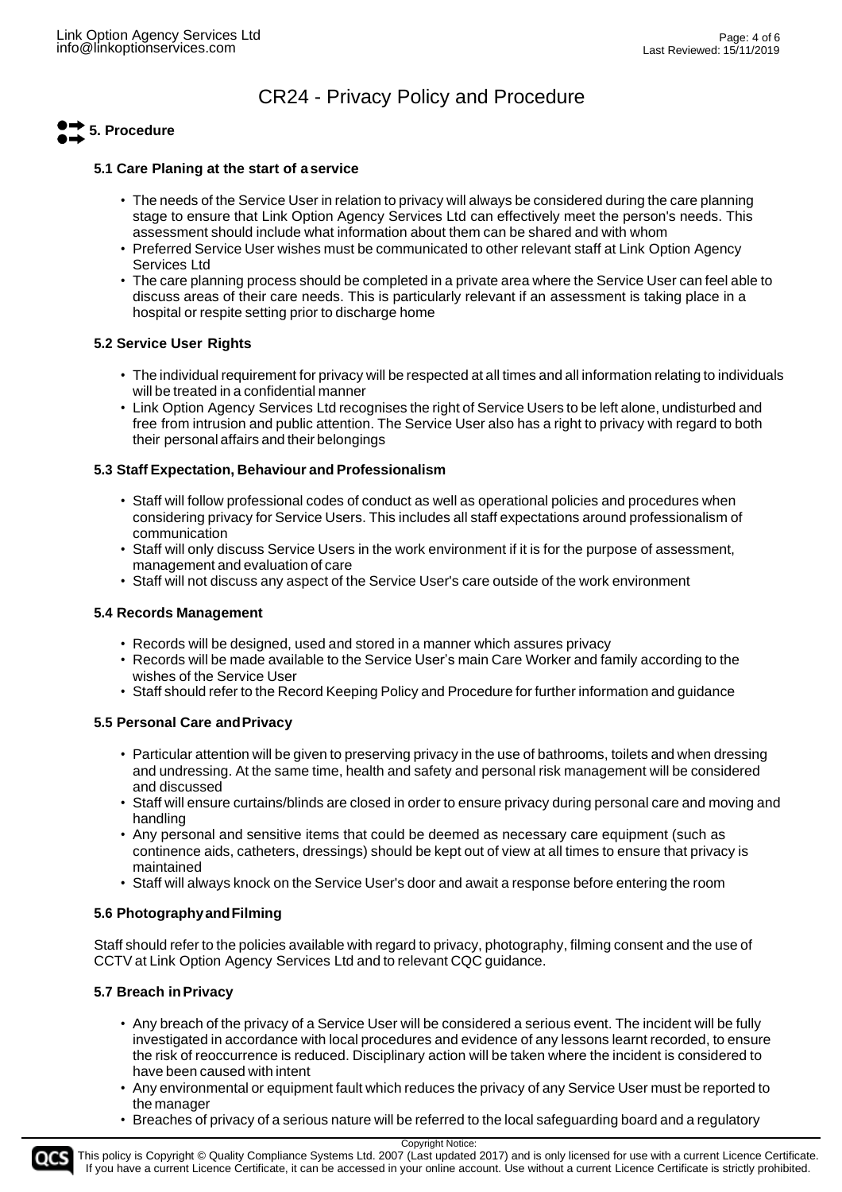# CR24 - Privacy Policy and Procedure

## 5. Procedure

### 5.1 Care Planing at the start of a service

- The needs of the Service User in relation to privacy will always be considered during the care planning stage to ensure that Link Option Agency Services Ltd can effectively meet the person's needs. This assessment should include what information about them can be shared and with whom
- Preferred Service User wishes must be communicated to other relevant staff at Link Option Agency Services Ltd
- The care planning process should be completed in a private area where the Service User can feel able to discuss areas of their care needs. This is particularly relevant if an assessment is taking place in a hospital or respite setting prior to discharge home

### 5.2 Service User Rights

- The individual requirement for privacy will be respected at all times and all information relating to individuals will be treated in a confidential manner
- Link Option Agency Services Ltd recognises the right of Service Users to be left alone, undisturbed and free from intrusion and public attention. The Service User also has a right to privacy with regard to both their personal affairs and their belongings

### 5.3 Staff Expectation, Behaviour and Professionalism

- Staff will follow professional codes of conduct as well as operational policies and procedures when considering privacy for Service Users. This includes all staff expectations around professionalism of communication
- Staff will only discuss Service Users in the work environment if it is for the purpose of assessment, management and evaluation of care
- Staff will not discuss any aspect of the Service User's care outside of the work environment

### 5.4 Records Management

- Records will be designed, used and stored in a manner which assures privacy
- Records will be made available to the Service User's main Care Worker and family according to the wishes of the Service User
- Staff should refer to the Record Keeping Policy and Procedure for further information and guidance

### 5.5 Personal Care and Privacy

- Particular attention will be given to preserving privacy in the use of bathrooms, toilets and when dressing and undressing. At the same time, health and safety and personal risk management will be considered and discussed
- Staff will ensure curtains/blinds are closed in order to ensure privacy during personal care and moving and handling
- Any personal and sensitive items that could be deemed as necessary care equipment (such as continence aids, catheters, dressings) should be kept out of view at all times to ensure that privacy is maintained
- Staff will always knock on the Service User's door and await a response before entering the room

### 5.6 Photography and Filming

Staff should refer to the policies available with regard to privacy, photography, filming consent and the use of CCTV at Link Option Agency Services Ltd and to relevant CQC guidance.

### 5.7 Breach in Privacy

- Any breach of the privacy of a Service User will be considered a serious event. The incident will be fully investigated in accordance with local procedures and evidence of any lessons learnt recorded, to ensure the risk of reoccurrence is reduced. Disciplinary action will be taken where the incident is considered to have been caused with intent
- Any environmental or equipment fault which reduces the privacy of any Service User must be reported to the manager
- Breaches of privacy of a serious nature will be referred to the local safeguarding board and a regulatory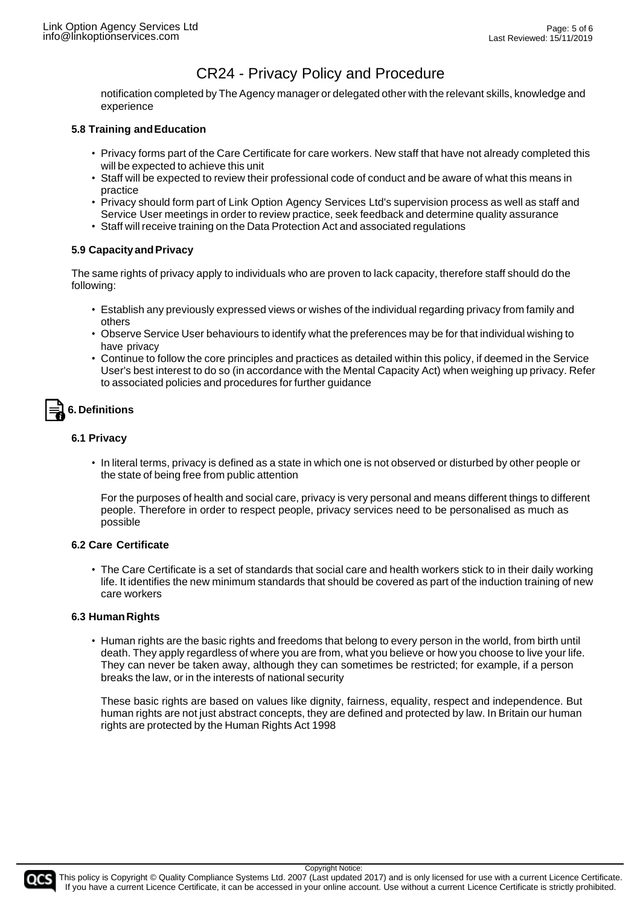notification completed by The Agency manager or delegated other with the relevant skills, knowledge and experience

### 5.8 Training and Education

- Privacy forms part of the Care Certificate for care workers. New staff that have not already completed this will be expected to achieve this unit
- Staff will be expected to review their professional code of conduct and be aware of what this means in practice
- Privacy should form part of Link Option Agency Services Ltd's supervision process as well as staff and Service User meetings in order to review practice, seek feedback and determine quality assurance
- Staff will receive training on the Data Protection Act and associated regulations

### 5.9 Capacity and Privacy

The same rights of privacy apply to individuals who are proven to lack capacity, therefore staff should do the following:

- Establish any previously expressed views or wishes of the individual regarding privacy from family and others
- Observe Service User behaviours to identify what the preferences may be for that individual wishing to have privacy
- Continue to follow the core principles and practices as detailed within this policy, if deemed in the Service User's best interest to do so (in accordance with the Mental Capacity Act) when weighing up privacy. Refer to associated policies and procedures for further guidance

## 6. Definitions

### 6.1 Privacy

- In literal terms, privacy is defined as a state in which one is not observed or disturbed by other people or the state of being free from public attention

  For the purposes of health and social care, privacy is very personal and means different things to different people. Therefore in order to respect people, privacy services need to be personalised as much as possible

### 6.2 Care Certificate

- The Care Certificate is a set of standards that social care and health workers stick to in their daily working life. It identifies the new minimum standards that should be covered as part of the induction training of new care workers

### 6.3 Human Rights

- Human rights are the basic rights and freedoms that belong to every person in the world, from birth until death. They apply regardless of where you are from, what you believe or how you choose to live your life. They can never be taken away, although they can sometimes be restricted; for example, if a person breaks the law, or in the interests of national security

  These basic rights are based on values like dignity, fairness, equality, respect and independence. But human rights are not just abstract concepts, they are defined and protected by law. In Britain our human rights are protected by the Human Rights Act 1998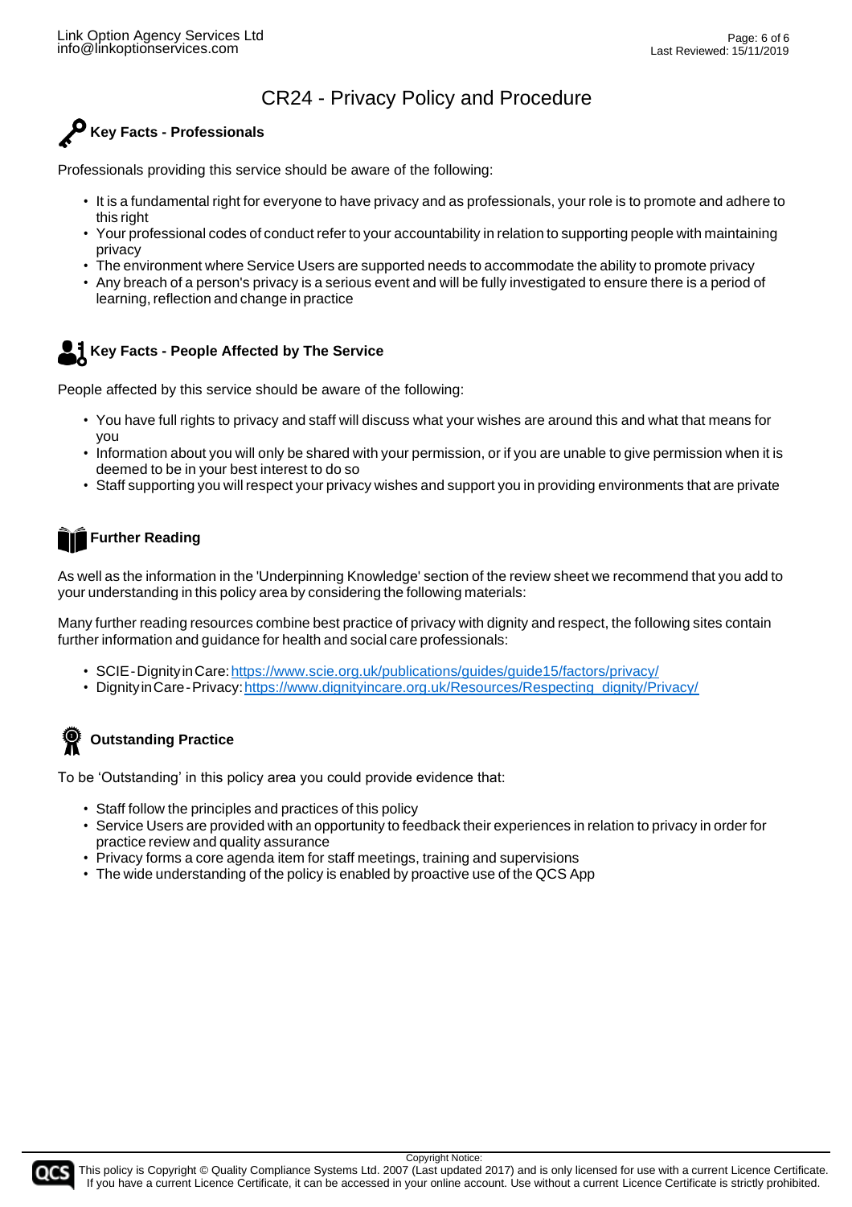# CR24 - Privacy Policy and Procedure

## Key Facts - Professionals

Professionals providing this service should be aware of the following:

- It is a fundamental right for everyone to have privacy and as professionals, your role is to promote and adhere to this right
- Your professional codes of conduct refer to your accountability in relation to supporting people with maintaining privacy
- The environment where Service Users are supported needs to accommodate the ability to promote privacy
- Any breach of a person's privacy is a serious event and will be fully investigated to ensure there is a period of learning, reflection and change in practice

## Key Facts - People Affected by The Service

People affected by this service should be aware of the following:

- You have full rights to privacy and staff will discuss what your wishes are around this and what that means for you
- Information about you will only be shared with your permission, or if you are unable to give permission when it is deemed to be in your best interest to do so
- Staff supporting you will respect your privacy wishes and support you in providing environments that are private

## Further Reading

As well as the information in the 'Underpinning Knowledge' section of the review sheet we recommend that you add to your understanding in this policy area by considering the following materials:

Many further reading resources combine best practice of privacy with dignity and respect, the following sites contain further information and guidance for health and social care professionals:

- SCIE - Dignity in Care: https://www.scie.org.uk/publications/guides/guide15/factors/privacy/
- Dignity in Care - Privacy: https://www.dignityincare.org.uk/Resources/Respecting_dignity/Privacy/

## Outstanding Practice

To be 'Outstanding' in this policy area you could provide evidence that:

- Staff follow the principles and practices of this policy
- Service Users are provided with an opportunity to feedback their experiences in relation to privacy in order for practice review and quality assurance
- Privacy forms a core agenda item for staff meetings, training and supervisions
- The wide understanding of the policy is enabled by proactive use of the QCS App